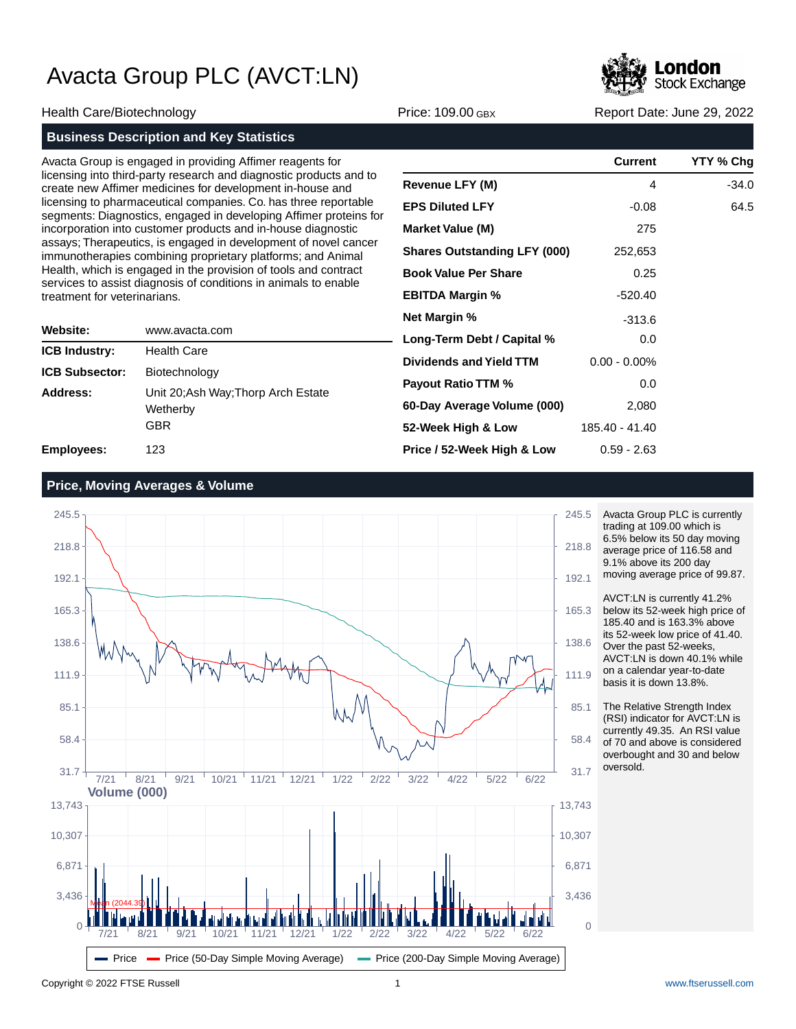# Avacta Group PLC (AVCT:LN)

Health Care/Biotechnology | Price: 109.00 GBX | Report Date: June 29, 2022

## Business Description and Key Statistics

Avacta Group is engaged in providing Affimer reagents for licensing into third-party research and diagnostic products and to create new Affimer medicines for development in-house and licensing to pharmaceutical companies. Co. has three reportable segments: Diagnostics, engaged in developing Affimer proteins for incorporation into customer products and in-house diagnostic assays; Therapeutics, is engaged in development of novel cancer immunotherapies combining proprietary platforms; and Animal Health, which is engaged in the provision of tools and contract services to assist diagnosis of conditions in animals to enable treatment for veterinarians.

| | |
|---|---|
| **Website:** | www.avacta.com |
| **ICB Industry:** | Health Care |
| **ICB Subsector:** | Biotechnology |
| **Address:** | Unit 20;Ash Way;Thorp Arch Estate<br>Wetherby<br>GBR |
| **Employees:** | 123 |

| | Current | YTY % Chg |
|---|---|---|
| **Revenue LFY (M)** | 4 | -34.0 |
| **EPS Diluted LFY** | -0.08 | 64.5 |
| **Market Value (M)** | 275 | |
| **Shares Outstanding LFY (000)** | 252,653 | |
| **Book Value Per Share** | 0.25 | |
| **EBITDA Margin %** | -520.40 | |
| **Net Margin %** | -313.6 | |
| **Long-Term Debt / Capital %** | 0.0 | |
| **Dividends and Yield TTM** | 0.00 - 0.00% | |
| **Payout Ratio TTM %** | 0.0 | |
| **60-Day Average Volume (000)** | 2,080 | |
| **52-Week High & Low** | 185.40 - 41.40 | |
| **Price / 52-Week High & Low** | 0.59 - 2.63 | |

## Price, Moving Averages & Volume

Avacta Group PLC is currently trading at 109.00 which is 6.5% below its 50 day moving average price of 116.58 and 9.1% above its 200 day moving average price of 99.87.

AVCT:LN is currently 41.2% below its 52-week high price of 185.40 and is 163.3% above its 52-week low price of 41.40. Over the past 52-weeks, AVCT:LN is down 40.1% while on a calendar year-to-date basis it is down 13.8%.

The Relative Strength Index (RSI) indicator for AVCT:LN is currently 49.35. An RSI value of 70 and above is considered overbought and 30 and below oversold.

Volume (000)

Mean (2044.39)

Price | Price (50-Day Simple Moving Average) | Price (200-Day Simple Moving Average)

Copyright © 2022 FTSE Russell | www.ftserussell.com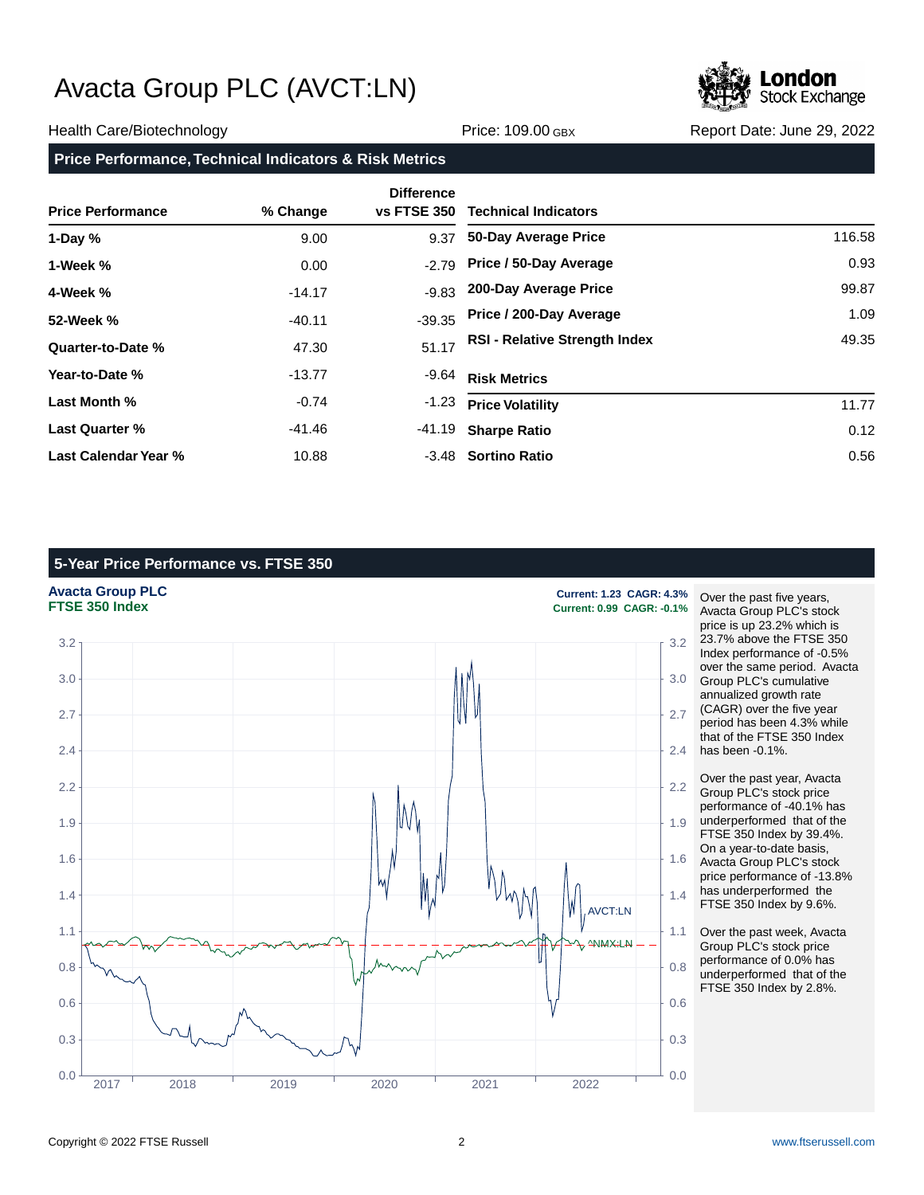# Avacta Group PLC (AVCT:LN)

Health Care/Biotechnology | Price: 109.00 GBX | Report Date: June 29, 2022

## Price Performance, Technical Indicators & Risk Metrics

| Price Performance | % Change | Difference vs FTSE 350 |
|---|---|---|
| 1-Day % | 9.00 | 9.37 |
| 1-Week % | 0.00 | -2.79 |
| 4-Week % | -14.17 | -9.83 |
| 52-Week % | -40.11 | -39.35 |
| Quarter-to-Date % | 47.30 | 51.17 |
| Year-to-Date % | -13.77 | -9.64 |
| Last Month % | -0.74 | -1.23 |
| Last Quarter % | -41.46 | -41.19 |
| Last Calendar Year % | 10.88 | -3.48 |

| Technical Indicators | |
|---|---|
| 50-Day Average Price | 116.58 |
| Price / 50-Day Average | 0.93 |
| 200-Day Average Price | 99.87 |
| Price / 200-Day Average | 1.09 |
| RSI - Relative Strength Index | 49.35 |

| Risk Metrics | |
|---|---|
| Price Volatility | 11.77 |
| Sharpe Ratio | 0.12 |
| Sortino Ratio | 0.56 |

## 5-Year Price Performance vs. FTSE 350

**Avacta Group PLC** Current: 1.23 CAGR: 4.3%
**FTSE 350 Index** Current: 0.99 CAGR: -0.1%

Over the past five years, Avacta Group PLC's stock price is up 23.2% which is 23.7% above the FTSE 350 Index performance of -0.5% over the same period. Avacta Group PLC's cumulative annualized growth rate (CAGR) over the five year period has been 4.3% while that of the FTSE 350 Index has been -0.1%.

Over the past year, Avacta Group PLC's stock price performance of -40.1% has underperformed that of the FTSE 350 Index by 39.4%. On a year-to-date basis, Avacta Group PLC's stock price performance of -13.8% has underperformed the FTSE 350 Index by 9.6%.

Over the past week, Avacta Group PLC's stock price performance of 0.0% has underperformed that of the FTSE 350 Index by 2.8%.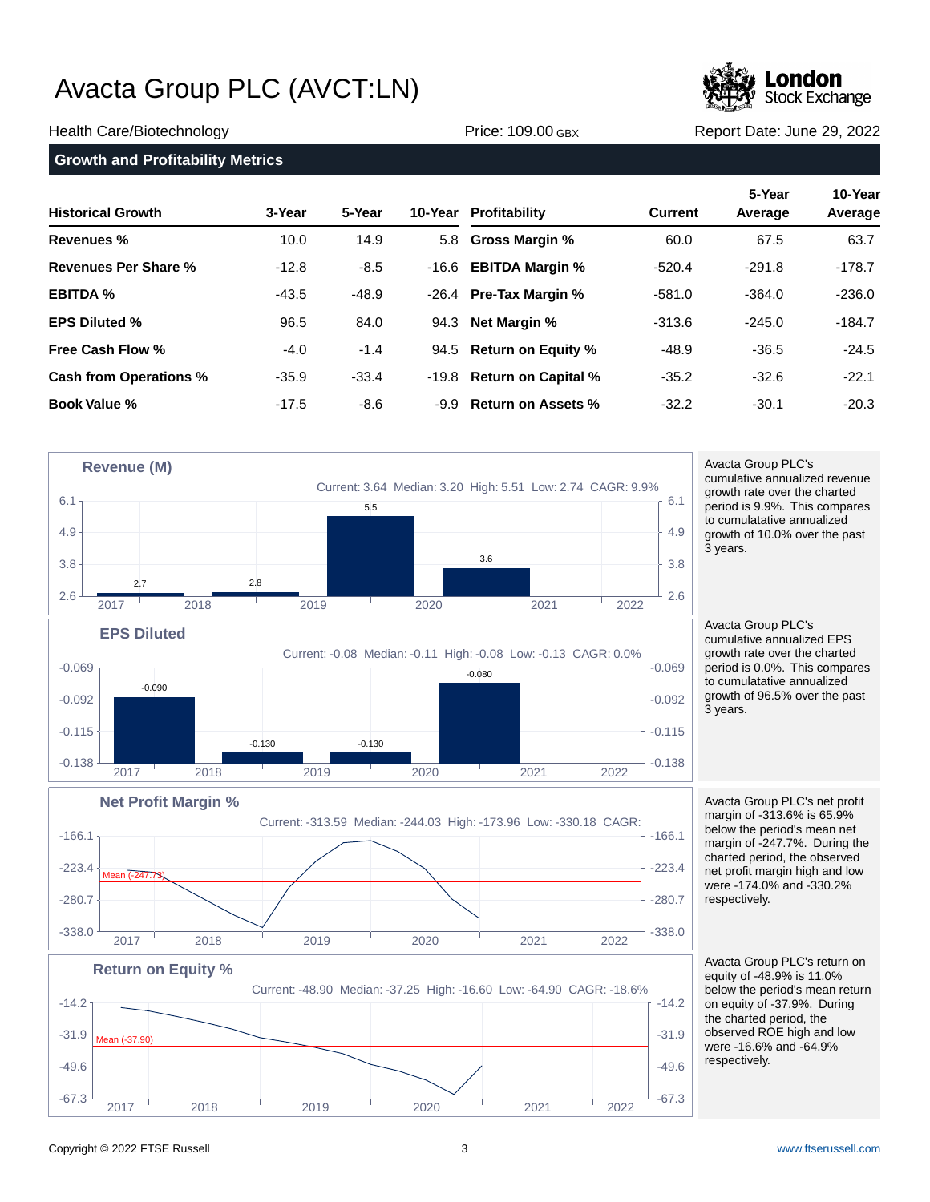# Avacta Group PLC (AVCT:LN)

Health Care/Biotechnology | Price: 109.00 GBX | Report Date: June 29, 2022

## Growth and Profitability Metrics

| Historical Growth | 3-Year | 5-Year | 10-Year | Profitability | Current | 5-Year Average | 10-Year Average |
|---|---|---|---|---|---|---|---|
| **Revenues %** | 10.0 | 14.9 | 5.8 | **Gross Margin %** | 60.0 | 67.5 | 63.7 |
| **Revenues Per Share %** | -12.8 | -8.5 | -16.6 | **EBITDA Margin %** | -520.4 | -291.8 | -178.7 |
| **EBITDA %** | -43.5 | -48.9 | -26.4 | **Pre-Tax Margin %** | -581.0 | -364.0 | -236.0 |
| **EPS Diluted %** | 96.5 | 84.0 | 94.3 | **Net Margin %** | -313.6 | -245.0 | -184.7 |
| **Free Cash Flow %** | -4.0 | -1.4 | 94.5 | **Return on Equity %** | -48.9 | -36.5 | -24.5 |
| **Cash from Operations %** | -35.9 | -33.4 | -19.8 | **Return on Capital %** | -35.2 | -32.6 | -22.1 |
| **Book Value %** | -17.5 | -8.6 | -9.9 | **Return on Assets %** | -32.2 | -30.1 | -20.3 |

### Revenue (M)

Current: 3.64 Median: 3.20 High: 5.51 Low: 2.74 CAGR: 9.9%

Avacta Group PLC's cumulative annualized revenue growth rate over the charted period is 9.9%. This compares to cumulatative annualized growth of 10.0% over the past 3 years.

### EPS Diluted

Current: -0.08 Median: -0.11 High: -0.08 Low: -0.13 CAGR: 0.0%

Avacta Group PLC's cumulative annualized EPS growth rate over the charted period is 0.0%. This compares to cumulatative annualized growth of 96.5% over the past 3 years.

### Net Profit Margin %

Current: -313.59 Median: -244.03 High: -173.96 Low: -330.18 CAGR:

Avacta Group PLC's net profit margin of -313.6% is 65.9% below the period's mean net margin of -247.7%. During the charted period, the observed net profit margin high and low were -174.0% and -330.2% respectively.

### Return on Equity %

Current: -48.90 Median: -37.25 High: -16.60 Low: -64.90 CAGR: -18.6%

Avacta Group PLC's return on equity of -48.9% is 11.0% below the period's mean return on equity of -37.9%. During the charted period, the observed ROE high and low were -16.6% and -64.9% respectively.

Copyright © 2022 FTSE Russell | www.ftserussell.com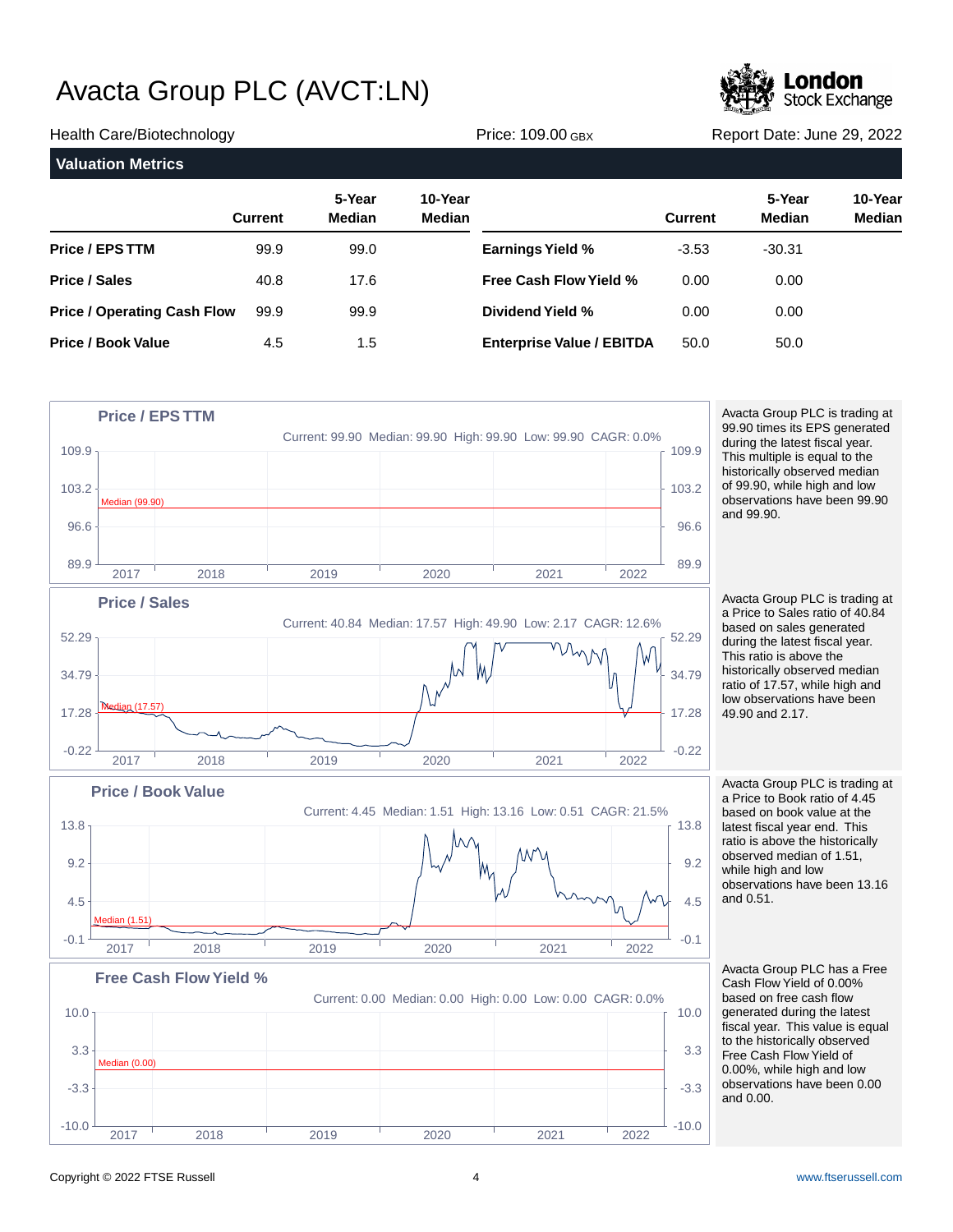# Avacta Group PLC (AVCT:LN)

Health Care/Biotechnology | Price: 109.00 GBX | Report Date: June 29, 2022

## Valuation Metrics

| | Current | 5-Year Median | 10-Year Median | | Current | 5-Year Median | 10-Year Median |
|---|---|---|---|---|---|---|---|
| **Price / EPS TTM** | 99.9 | 99.0 | | **Earnings Yield %** | -3.53 | -30.31 | |
| **Price / Sales** | 40.8 | 17.6 | | **Free Cash Flow Yield %** | 0.00 | 0.00 | |
| **Price / Operating Cash Flow** | 99.9 | 99.9 | | **Dividend Yield %** | 0.00 | 0.00 | |
| **Price / Book Value** | 4.5 | 1.5 | | **Enterprise Value / EBITDA** | 50.0 | 50.0 | |

### Price / EPS TTM

Current: 99.90 Median: 99.90 High: 99.90 Low: 99.90 CAGR: 0.0%

Avacta Group PLC is trading at 99.90 times its EPS generated during the latest fiscal year. This multiple is equal to the historically observed median of 99.90, while high and low observations have been 99.90 and 99.90.

### Price / Sales

Current: 40.84 Median: 17.57 High: 49.90 Low: 2.17 CAGR: 12.6%

Avacta Group PLC is trading at a Price to Sales ratio of 40.84 based on sales generated during the latest fiscal year. This ratio is above the historically observed median ratio of 17.57, while high and low observations have been 49.90 and 2.17.

### Price / Book Value

Current: 4.45 Median: 1.51 High: 13.16 Low: 0.51 CAGR: 21.5%

Avacta Group PLC is trading at a Price to Book ratio of 4.45 based on book value at the latest fiscal year end. This ratio is above the historically observed median of 1.51, while high and low observations have been 13.16 and 0.51.

### Free Cash Flow Yield %

Current: 0.00 Median: 0.00 High: 0.00 Low: 0.00 CAGR: 0.0%

Avacta Group PLC has a Free Cash Flow Yield of 0.00% based on free cash flow generated during the latest fiscal year. This value is equal to the historically observed Free Cash Flow Yield of 0.00%, while high and low observations have been 0.00 and 0.00.

Copyright © 2022 FTSE Russell

www.ftserussell.com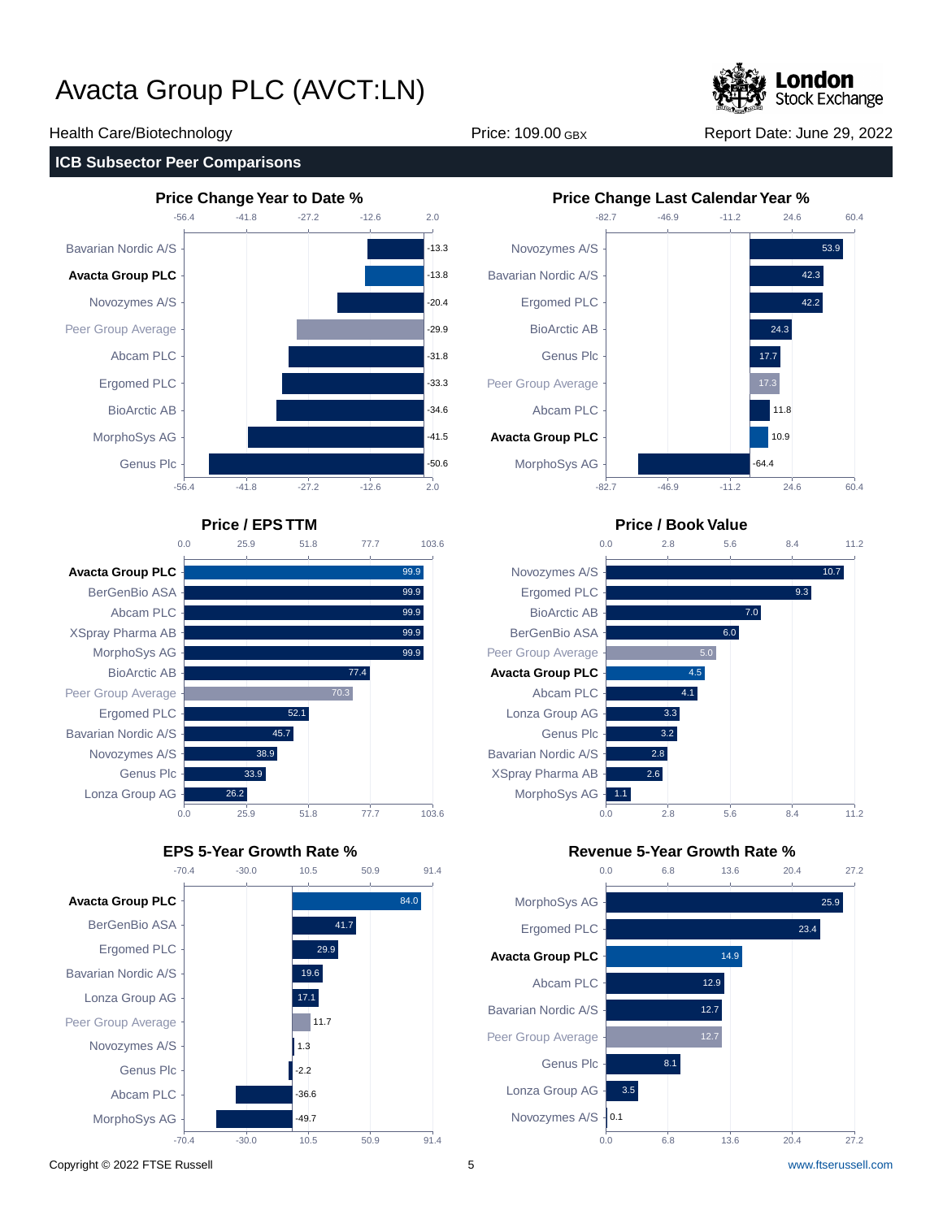# Avacta Group PLC (AVCT:LN)

Health Care/Biotechnology | Price: 109.00 GBX | Report Date: June 29, 2022

## ICB Subsector Peer Comparisons

### Price Change Year to Date %

| Company | Value |
|---|---|
| Bavarian Nordic A/S | -13.3 |
| **Avacta Group PLC** | -13.8 |
| Novozymes A/S | -20.4 |
| Peer Group Average | -29.9 |
| Abcam PLC | -31.8 |
| Ergomed PLC | -33.3 |
| BioArctic AB | -34.6 |
| MorphoSys AG | -41.5 |
| Genus Plc | -50.6 |

### Price Change Last Calendar Year %

| Company | Value |
|---|---|
| Novozymes A/S | 53.9 |
| Bavarian Nordic A/S | 42.3 |
| Ergomed PLC | 42.2 |
| BioArctic AB | 24.3 |
| Genus Plc | 17.7 |
| Peer Group Average | 17.3 |
| Abcam PLC | 11.8 |
| **Avacta Group PLC** | 10.9 |
| MorphoSys AG | -64.4 |

### Price / EPS TTM

| Company | Value |
|---|---|
| **Avacta Group PLC** | 99.9 |
| BerGenBio ASA | 99.9 |
| Abcam PLC | 99.9 |
| XSpray Pharma AB | 99.9 |
| MorphoSys AG | 99.9 |
| BioArctic AB | 77.4 |
| Peer Group Average | 70.3 |
| Ergomed PLC | 52.1 |
| Bavarian Nordic A/S | 45.7 |
| Novozymes A/S | 38.9 |
| Genus Plc | 33.9 |
| Lonza Group AG | 26.2 |

### Price / Book Value

| Company | Value |
|---|---|
| Novozymes A/S | 10.7 |
| Ergomed PLC | 9.3 |
| BioArctic AB | 7.0 |
| BerGenBio ASA | 6.0 |
| Peer Group Average | 5.0 |
| **Avacta Group PLC** | 4.5 |
| Abcam PLC | 4.1 |
| Lonza Group AG | 3.3 |
| Genus Plc | 3.2 |
| Bavarian Nordic A/S | 2.8 |
| XSpray Pharma AB | 2.6 |
| MorphoSys AG | 1.1 |

### EPS 5-Year Growth Rate %

| Company | Value |
|---|---|
| **Avacta Group PLC** | 84.0 |
| BerGenBio ASA | 41.7 |
| Ergomed PLC | 29.9 |
| Bavarian Nordic A/S | 19.6 |
| Lonza Group AG | 17.1 |
| Peer Group Average | 11.7 |
| Novozymes A/S | 1.3 |
| Genus Plc | -2.2 |
| Abcam PLC | -36.6 |
| MorphoSys AG | -49.7 |

### Revenue 5-Year Growth Rate %

| Company | Value |
|---|---|
| MorphoSys AG | 25.9 |
| Ergomed PLC | 23.4 |
| **Avacta Group PLC** | 14.9 |
| Abcam PLC | 12.9 |
| Bavarian Nordic A/S | 12.7 |
| Peer Group Average | 12.7 |
| Genus Plc | 8.1 |
| Lonza Group AG | 3.5 |
| Novozymes A/S | 0.1 |

Copyright © 2022 FTSE Russell

www.ftserussell.com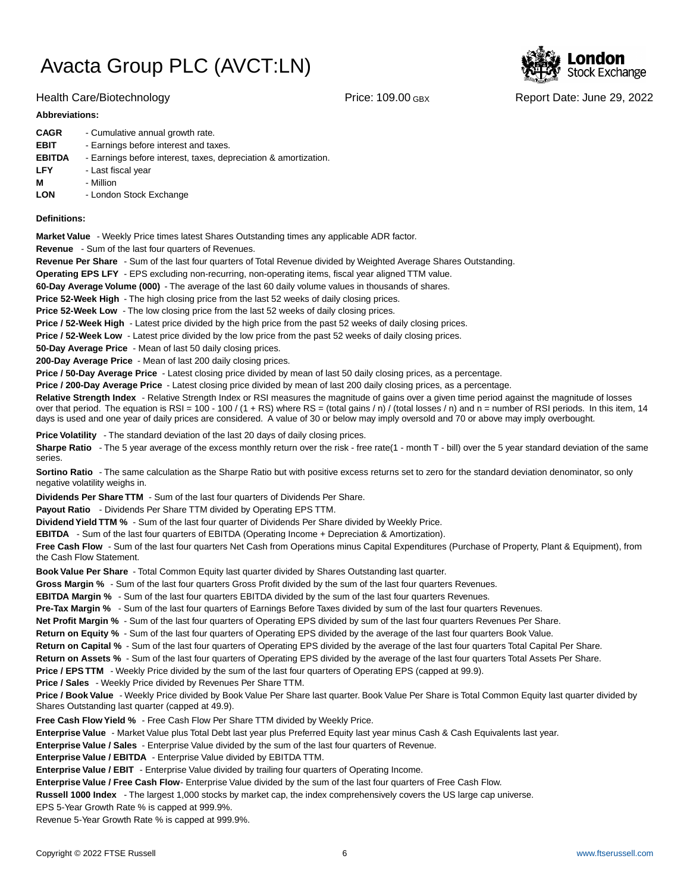# Avacta Group PLC (AVCT:LN)

Health Care/Biotechnology | Price: 109.00 GBX | Report Date: June 29, 2022

**Abbreviations:**

**CAGR** - Cumulative annual growth rate.
**EBIT** - Earnings before interest and taxes.
**EBITDA** - Earnings before interest, taxes, depreciation & amortization.
**LFY** - Last fiscal year
**M** - Million
**LON** - London Stock Exchange

**Definitions:**

**Market Value** - Weekly Price times latest Shares Outstanding times any applicable ADR factor.
**Revenue** - Sum of the last four quarters of Revenues.
**Revenue Per Share** - Sum of the last four quarters of Total Revenue divided by Weighted Average Shares Outstanding.
**Operating EPS LFY** - EPS excluding non-recurring, non-operating items, fiscal year aligned TTM value.
**60-Day Average Volume (000)** - The average of the last 60 daily volume values in thousands of shares.
**Price 52-Week High** - The high closing price from the last 52 weeks of daily closing prices.
**Price 52-Week Low** - The low closing price from the last 52 weeks of daily closing prices.
**Price / 52-Week High** - Latest price divided by the high price from the past 52 weeks of daily closing prices.
**Price / 52-Week Low** - Latest price divided by the low price from the past 52 weeks of daily closing prices.
**50-Day Average Price** - Mean of last 50 daily closing prices.
**200-Day Average Price** - Mean of last 200 daily closing prices.
**Price / 50-Day Average Price** - Latest closing price divided by mean of last 50 daily closing prices, as a percentage.
**Price / 200-Day Average Price** - Latest closing price divided by mean of last 200 daily closing prices, as a percentage.
**Relative Strength Index** - Relative Strength Index or RSI measures the magnitude of gains over a given time period against the magnitude of losses over that period. The equation is RSI = 100 - 100 / (1 + RS) where RS = (total gains / n) / (total losses / n) and n = number of RSI periods. In this item, 14 days is used and one year of daily prices are considered. A value of 30 or below may imply oversold and 70 or above may imply overbought.
**Price Volatility** - The standard deviation of the last 20 days of daily closing prices.
**Sharpe Ratio** - The 5 year average of the excess monthly return over the risk - free rate(1 - month T - bill) over the 5 year standard deviation of the same series.
**Sortino Ratio** - The same calculation as the Sharpe Ratio but with positive excess returns set to zero for the standard deviation denominator, so only negative volatility weighs in.
**Dividends Per Share TTM** - Sum of the last four quarters of Dividends Per Share.
**Payout Ratio** - Dividends Per Share TTM divided by Operating EPS TTM.
**Dividend Yield TTM %** - Sum of the last four quarter of Dividends Per Share divided by Weekly Price.
**EBITDA** - Sum of the last four quarters of EBITDA (Operating Income + Depreciation & Amortization).
**Free Cash Flow** - Sum of the last four quarters Net Cash from Operations minus Capital Expenditures (Purchase of Property, Plant & Equipment), from the Cash Flow Statement.
**Book Value Per Share** - Total Common Equity last quarter divided by Shares Outstanding last quarter.
**Gross Margin %** - Sum of the last four quarters Gross Profit divided by the sum of the last four quarters Revenues.
**EBITDA Margin %** - Sum of the last four quarters EBITDA divided by the sum of the last four quarters Revenues.
**Pre-Tax Margin %** - Sum of the last four quarters of Earnings Before Taxes divided by sum of the last four quarters Revenues.
**Net Profit Margin %** - Sum of the last four quarters of Operating EPS divided by sum of the last four quarters Revenues Per Share.
**Return on Equity %** - Sum of the last four quarters of Operating EPS divided by the average of the last four quarters Book Value.
**Return on Capital %** - Sum of the last four quarters of Operating EPS divided by the average of the last four quarters Total Capital Per Share.
**Return on Assets %** - Sum of the last four quarters of Operating EPS divided by the average of the last four quarters Total Assets Per Share.
**Price / EPS TTM** - Weekly Price divided by the sum of the last four quarters of Operating EPS (capped at 99.9).
**Price / Sales** - Weekly Price divided by Revenues Per Share TTM.
**Price / Book Value** - Weekly Price divided by Book Value Per Share last quarter. Book Value Per Share is Total Common Equity last quarter divided by Shares Outstanding last quarter (capped at 49.9).
**Free Cash Flow Yield %** - Free Cash Flow Per Share TTM divided by Weekly Price.
**Enterprise Value** - Market Value plus Total Debt last year plus Preferred Equity last year minus Cash & Cash Equivalents last year.
**Enterprise Value / Sales** - Enterprise Value divided by the sum of the last four quarters of Revenue.
**Enterprise Value / EBITDA** - Enterprise Value divided by EBITDA TTM.
**Enterprise Value / EBIT** - Enterprise Value divided by trailing four quarters of Operating Income.
**Enterprise Value / Free Cash Flow**- Enterprise Value divided by the sum of the last four quarters of Free Cash Flow.
**Russell 1000 Index** - The largest 1,000 stocks by market cap, the index comprehensively covers the US large cap universe.
EPS 5-Year Growth Rate % is capped at 999.9%.
Revenue 5-Year Growth Rate % is capped at 999.9%.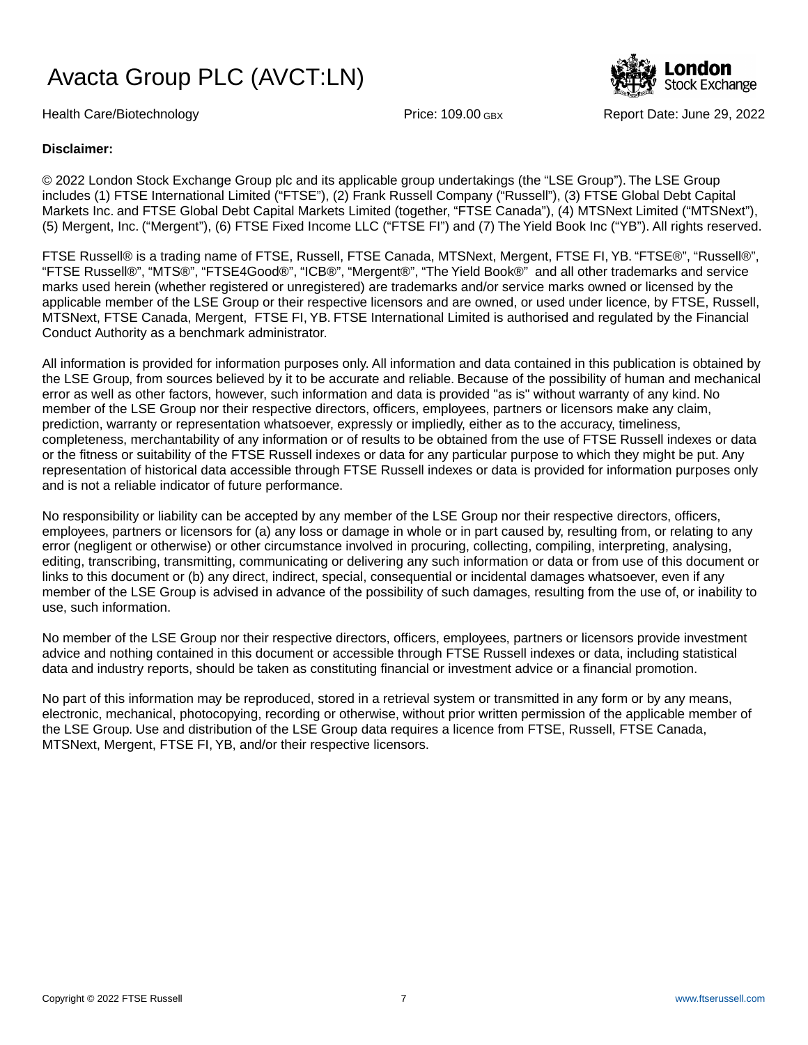**Disclaimer:**

© 2022 London Stock Exchange Group plc and its applicable group undertakings (the "LSE Group"). The LSE Group includes (1) FTSE International Limited ("FTSE"), (2) Frank Russell Company ("Russell"), (3) FTSE Global Debt Capital Markets Inc. and FTSE Global Debt Capital Markets Limited (together, "FTSE Canada"), (4) MTSNext Limited ("MTSNext"), (5) Mergent, Inc. ("Mergent"), (6) FTSE Fixed Income LLC ("FTSE FI") and (7) The Yield Book Inc ("YB"). All rights reserved.

FTSE Russell® is a trading name of FTSE, Russell, FTSE Canada, MTSNext, Mergent, FTSE FI, YB. "FTSE®", "Russell®", "FTSE Russell®", "MTS®", "FTSE4Good®", "ICB®", "Mergent®", "The Yield Book®" and all other trademarks and service marks used herein (whether registered or unregistered) are trademarks and/or service marks owned or licensed by the applicable member of the LSE Group or their respective licensors and are owned, or used under licence, by FTSE, Russell, MTSNext, FTSE Canada, Mergent, FTSE FI, YB. FTSE International Limited is authorised and regulated by the Financial Conduct Authority as a benchmark administrator.

All information is provided for information purposes only. All information and data contained in this publication is obtained by the LSE Group, from sources believed by it to be accurate and reliable. Because of the possibility of human and mechanical error as well as other factors, however, such information and data is provided "as is" without warranty of any kind. No member of the LSE Group nor their respective directors, officers, employees, partners or licensors make any claim, prediction, warranty or representation whatsoever, expressly or impliedly, either as to the accuracy, timeliness, completeness, merchantability of any information or of results to be obtained from the use of FTSE Russell indexes or data or the fitness or suitability of the FTSE Russell indexes or data for any particular purpose to which they might be put. Any representation of historical data accessible through FTSE Russell indexes or data is provided for information purposes only and is not a reliable indicator of future performance.

No responsibility or liability can be accepted by any member of the LSE Group nor their respective directors, officers, employees, partners or licensors for (a) any loss or damage in whole or in part caused by, resulting from, or relating to any error (negligent or otherwise) or other circumstance involved in procuring, collecting, compiling, interpreting, analysing, editing, transcribing, transmitting, communicating or delivering any such information or data or from use of this document or links to this document or (b) any direct, indirect, special, consequential or incidental damages whatsoever, even if any member of the LSE Group is advised in advance of the possibility of such damages, resulting from the use of, or inability to use, such information.

No member of the LSE Group nor their respective directors, officers, employees, partners or licensors provide investment advice and nothing contained in this document or accessible through FTSE Russell indexes or data, including statistical data and industry reports, should be taken as constituting financial or investment advice or a financial promotion.

No part of this information may be reproduced, stored in a retrieval system or transmitted in any form or by any means, electronic, mechanical, photocopying, recording or otherwise, without prior written permission of the applicable member of the LSE Group. Use and distribution of the LSE Group data requires a licence from FTSE, Russell, FTSE Canada, MTSNext, Mergent, FTSE FI, YB, and/or their respective licensors.